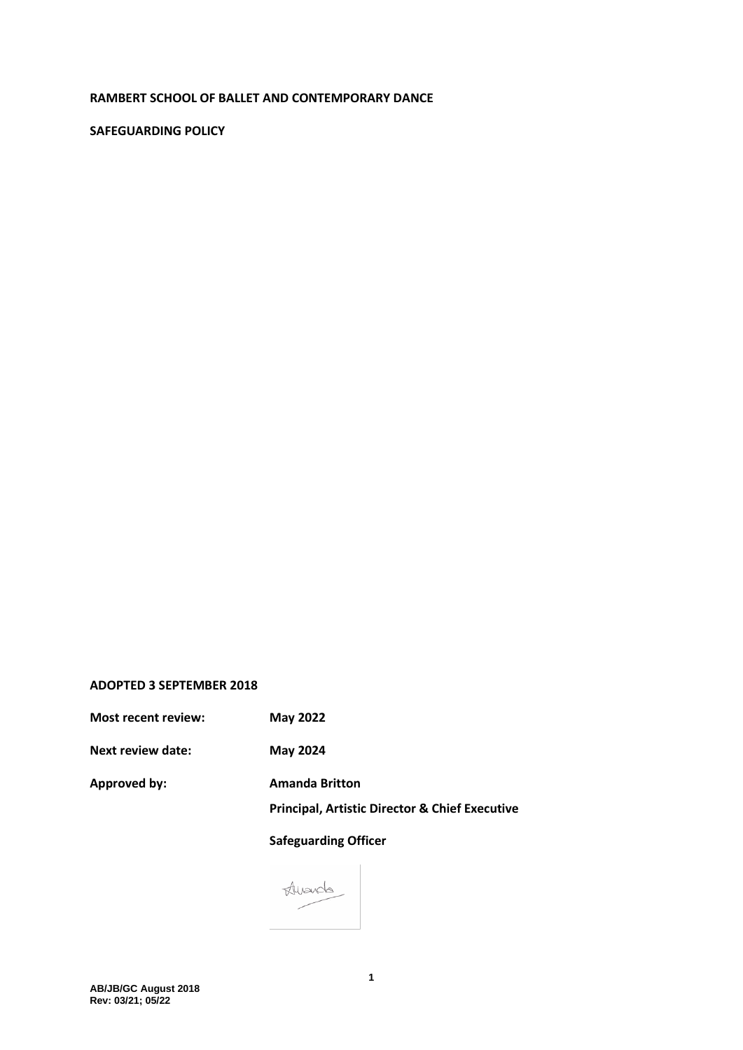**RAMBERT SCHOOL OF BALLET AND CONTEMPORARY DANCE**

**SAFEGUARDING POLICY**

**ADOPTED 3 SEPTEMBER 2018**

**Most recent review:** **May 2022**

**Next review date:** **May 2024**

**Approved by:** **Amanda Britton**

**Principal, Artistic Director & Chief Executive**

**Safeguarding Officer**

AB/JB/GC August 2018
Rev: 03/21; 05/22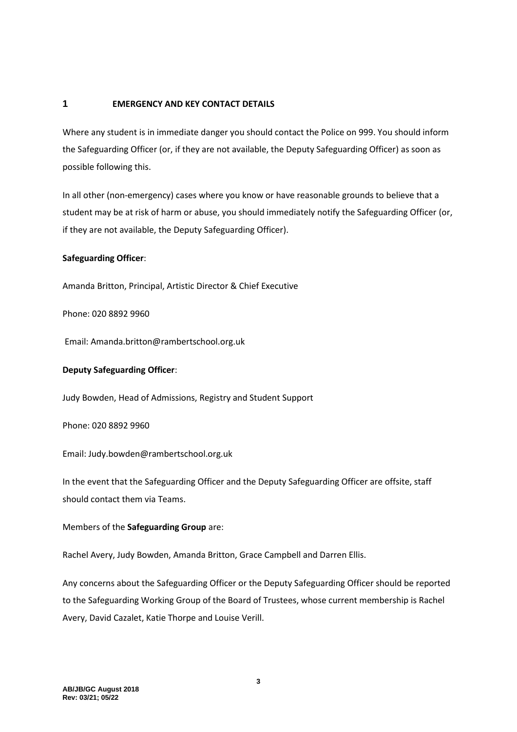## 1 EMERGENCY AND KEY CONTACT DETAILS

Where any student is in immediate danger you should contact the Police on 999. You should inform the Safeguarding Officer (or, if they are not available, the Deputy Safeguarding Officer) as soon as possible following this.

In all other (non-emergency) cases where you know or have reasonable grounds to believe that a student may be at risk of harm or abuse, you should immediately notify the Safeguarding Officer (or, if they are not available, the Deputy Safeguarding Officer).

**Safeguarding Officer**:

Amanda Britton, Principal, Artistic Director & Chief Executive

Phone: 020 8892 9960

Email: Amanda.britton@rambertschool.org.uk

**Deputy Safeguarding Officer**:

Judy Bowden, Head of Admissions, Registry and Student Support

Phone: 020 8892 9960

Email: Judy.bowden@rambertschool.org.uk

In the event that the Safeguarding Officer and the Deputy Safeguarding Officer are offsite, staff should contact them via Teams.

Members of the **Safeguarding Group** are:

Rachel Avery, Judy Bowden, Amanda Britton, Grace Campbell and Darren Ellis.

Any concerns about the Safeguarding Officer or the Deputy Safeguarding Officer should be reported to the Safeguarding Working Group of the Board of Trustees, whose current membership is Rachel Avery, David Cazalet, Katie Thorpe and Louise Verill.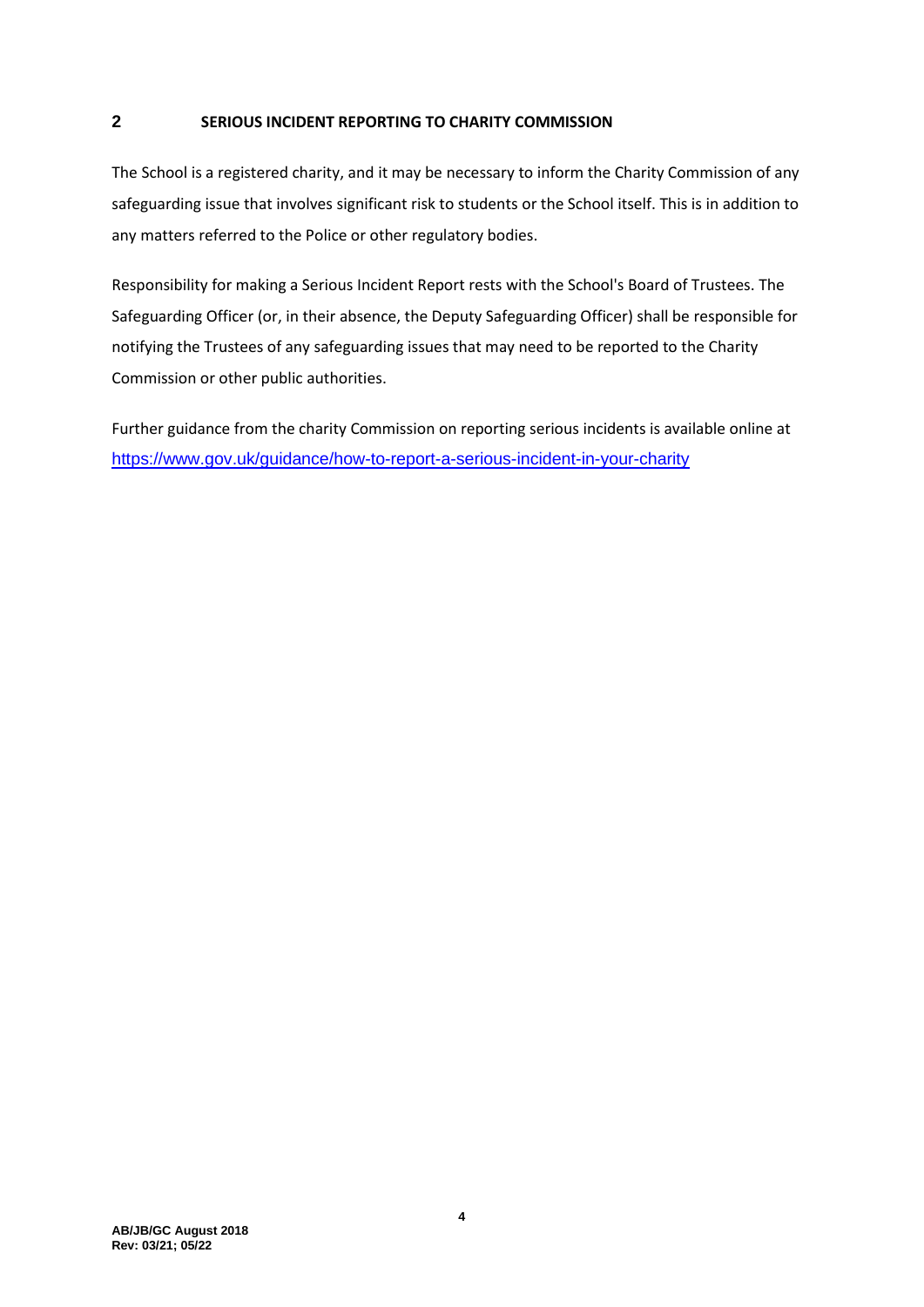## 2 SERIOUS INCIDENT REPORTING TO CHARITY COMMISSION

The School is a registered charity, and it may be necessary to inform the Charity Commission of any safeguarding issue that involves significant risk to students or the School itself. This is in addition to any matters referred to the Police or other regulatory bodies.

Responsibility for making a Serious Incident Report rests with the School's Board of Trustees. The Safeguarding Officer (or, in their absence, the Deputy Safeguarding Officer) shall be responsible for notifying the Trustees of any safeguarding issues that may need to be reported to the Charity Commission or other public authorities.

Further guidance from the charity Commission on reporting serious incidents is available online at https://www.gov.uk/guidance/how-to-report-a-serious-incident-in-your-charity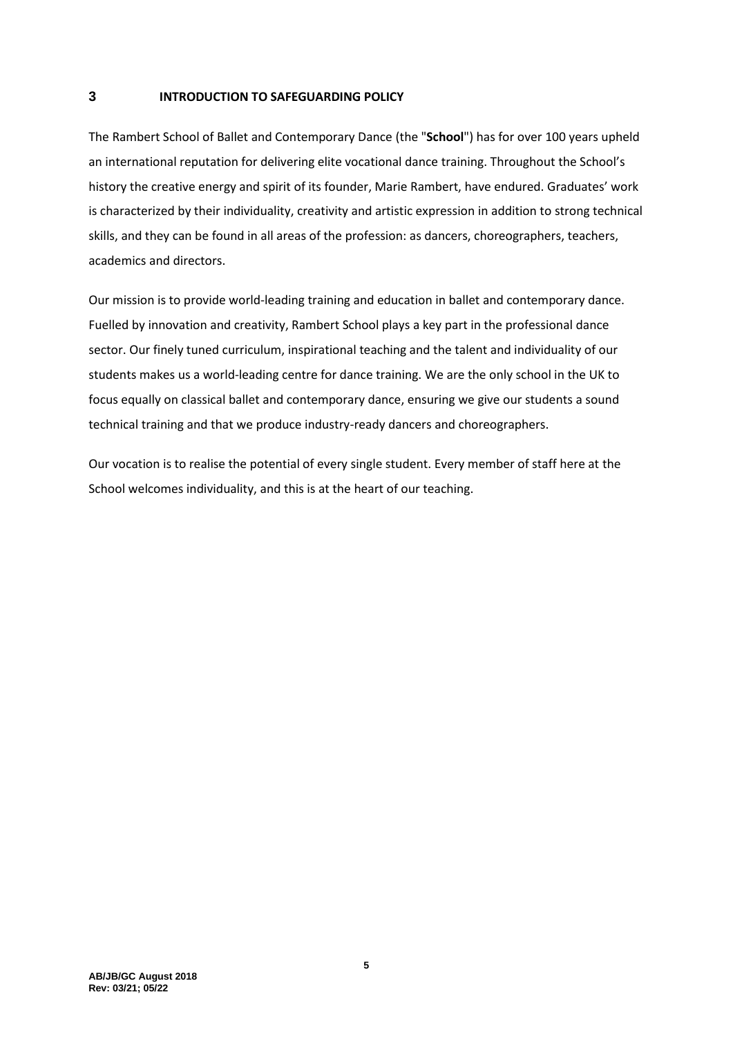## 3 INTRODUCTION TO SAFEGUARDING POLICY

The Rambert School of Ballet and Contemporary Dance (the "**School**") has for over 100 years upheld an international reputation for delivering elite vocational dance training. Throughout the School's history the creative energy and spirit of its founder, Marie Rambert, have endured. Graduates' work is characterized by their individuality, creativity and artistic expression in addition to strong technical skills, and they can be found in all areas of the profession: as dancers, choreographers, teachers, academics and directors.

Our mission is to provide world-leading training and education in ballet and contemporary dance. Fuelled by innovation and creativity, Rambert School plays a key part in the professional dance sector. Our finely tuned curriculum, inspirational teaching and the talent and individuality of our students makes us a world-leading centre for dance training. We are the only school in the UK to focus equally on classical ballet and contemporary dance, ensuring we give our students a sound technical training and that we produce industry-ready dancers and choreographers.

Our vocation is to realise the potential of every single student. Every member of staff here at the School welcomes individuality, and this is at the heart of our teaching.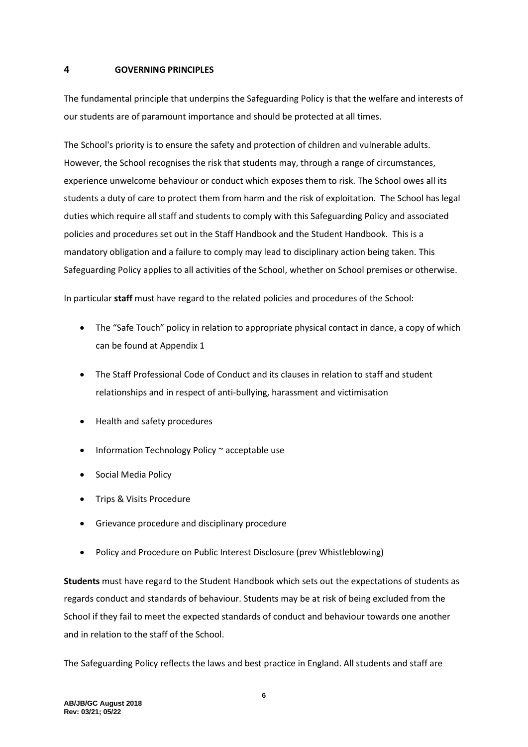## 4 GOVERNING PRINCIPLES

The fundamental principle that underpins the Safeguarding Policy is that the welfare and interests of our students are of paramount importance and should be protected at all times.

The School's priority is to ensure the safety and protection of children and vulnerable adults. However, the School recognises the risk that students may, through a range of circumstances, experience unwelcome behaviour or conduct which exposes them to risk. The School owes all its students a duty of care to protect them from harm and the risk of exploitation. The School has legal duties which require all staff and students to comply with this Safeguarding Policy and associated policies and procedures set out in the Staff Handbook and the Student Handbook. This is a mandatory obligation and a failure to comply may lead to disciplinary action being taken. This Safeguarding Policy applies to all activities of the School, whether on School premises or otherwise.

In particular **staff** must have regard to the related policies and procedures of the School:

- The "Safe Touch" policy in relation to appropriate physical contact in dance, a copy of which can be found at Appendix 1
- The Staff Professional Code of Conduct and its clauses in relation to staff and student relationships and in respect of anti-bullying, harassment and victimisation
- Health and safety procedures
- Information Technology Policy ~ acceptable use
- Social Media Policy
- Trips & Visits Procedure
- Grievance procedure and disciplinary procedure
- Policy and Procedure on Public Interest Disclosure (prev Whistleblowing)

**Students** must have regard to the Student Handbook which sets out the expectations of students as regards conduct and standards of behaviour. Students may be at risk of being excluded from the School if they fail to meet the expected standards of conduct and behaviour towards one another and in relation to the staff of the School.

The Safeguarding Policy reflects the laws and best practice in England. All students and staff are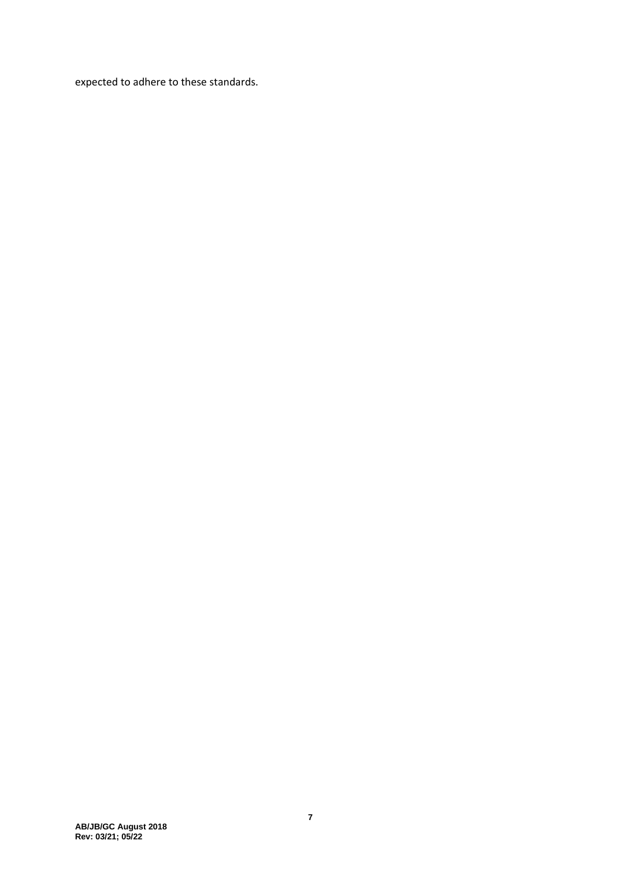expected to adhere to these standards.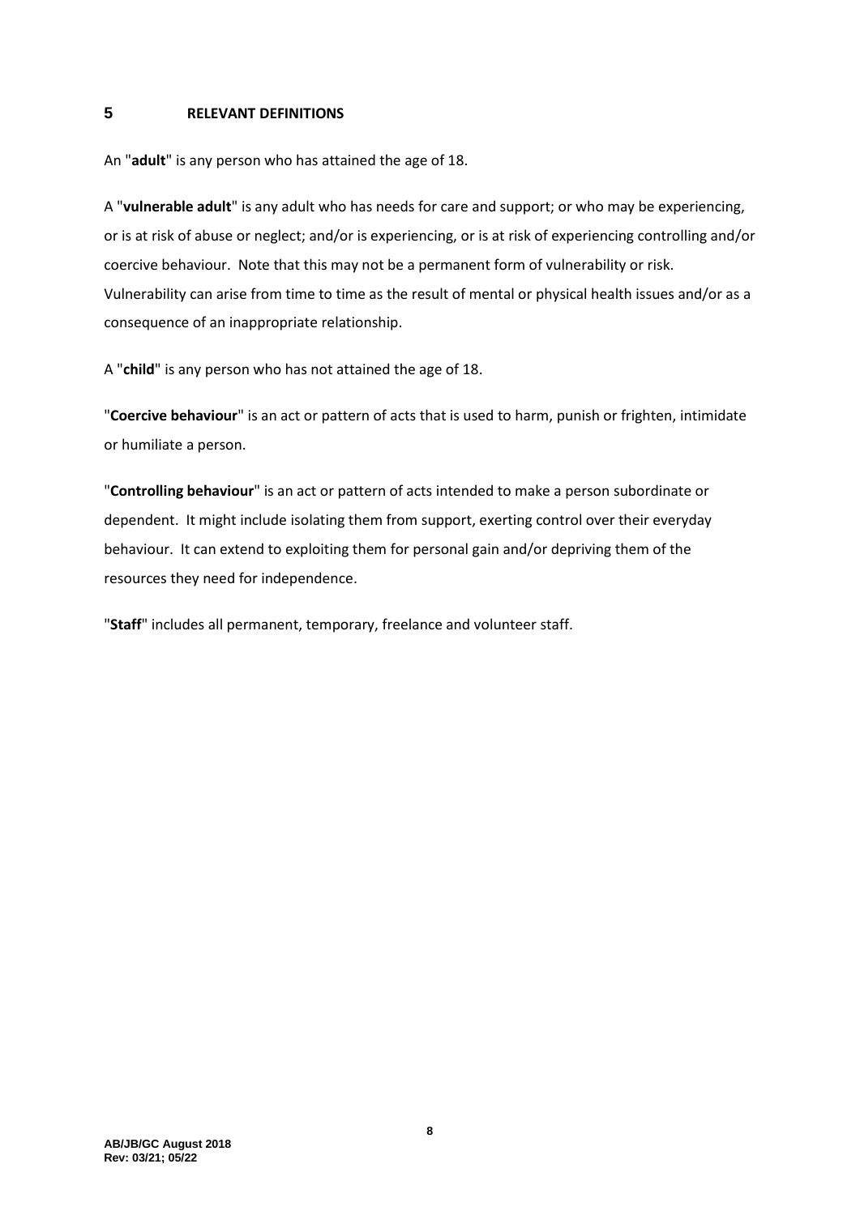## 5 RELEVANT DEFINITIONS

An "**adult**" is any person who has attained the age of 18.

A "**vulnerable adult**" is any adult who has needs for care and support; or who may be experiencing, or is at risk of abuse or neglect; and/or is experiencing, or is at risk of experiencing controlling and/or coercive behaviour. Note that this may not be a permanent form of vulnerability or risk. Vulnerability can arise from time to time as the result of mental or physical health issues and/or as a consequence of an inappropriate relationship.

A "**child**" is any person who has not attained the age of 18.

"**Coercive behaviour**" is an act or pattern of acts that is used to harm, punish or frighten, intimidate or humiliate a person.

"**Controlling behaviour**" is an act or pattern of acts intended to make a person subordinate or dependent. It might include isolating them from support, exerting control over their everyday behaviour. It can extend to exploiting them for personal gain and/or depriving them of the resources they need for independence.

"**Staff**" includes all permanent, temporary, freelance and volunteer staff.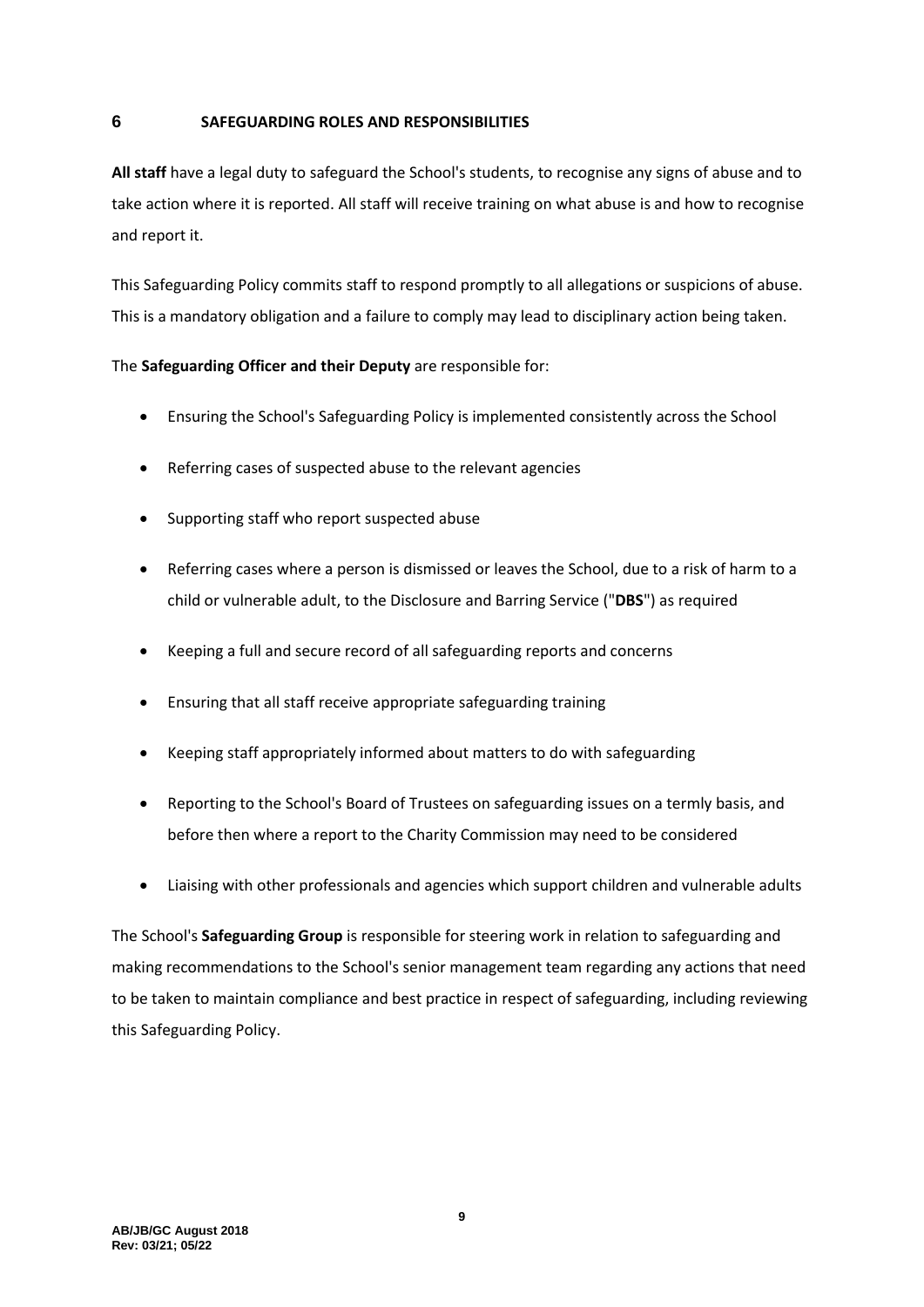## 6 SAFEGUARDING ROLES AND RESPONSIBILITIES

**All staff** have a legal duty to safeguard the School's students, to recognise any signs of abuse and to take action where it is reported. All staff will receive training on what abuse is and how to recognise and report it.

This Safeguarding Policy commits staff to respond promptly to all allegations or suspicions of abuse. This is a mandatory obligation and a failure to comply may lead to disciplinary action being taken.

The **Safeguarding Officer and their Deputy** are responsible for:

- Ensuring the School's Safeguarding Policy is implemented consistently across the School
- Referring cases of suspected abuse to the relevant agencies
- Supporting staff who report suspected abuse
- Referring cases where a person is dismissed or leaves the School, due to a risk of harm to a child or vulnerable adult, to the Disclosure and Barring Service ("**DBS**") as required
- Keeping a full and secure record of all safeguarding reports and concerns
- Ensuring that all staff receive appropriate safeguarding training
- Keeping staff appropriately informed about matters to do with safeguarding
- Reporting to the School's Board of Trustees on safeguarding issues on a termly basis, and before then where a report to the Charity Commission may need to be considered
- Liaising with other professionals and agencies which support children and vulnerable adults

The School's **Safeguarding Group** is responsible for steering work in relation to safeguarding and making recommendations to the School's senior management team regarding any actions that need to be taken to maintain compliance and best practice in respect of safeguarding, including reviewing this Safeguarding Policy.

**AB/JB/GC August 2018**
**Rev: 03/21; 05/22**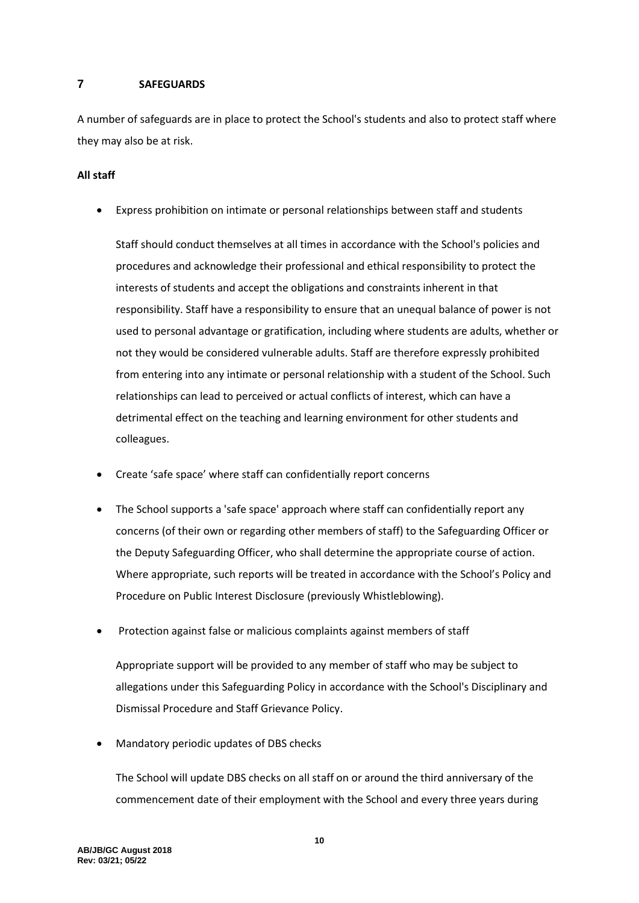## 7 SAFEGUARDS

A number of safeguards are in place to protect the School's students and also to protect staff where they may also be at risk.

**All staff**

- Express prohibition on intimate or personal relationships between staff and students

  Staff should conduct themselves at all times in accordance with the School's policies and procedures and acknowledge their professional and ethical responsibility to protect the interests of students and accept the obligations and constraints inherent in that responsibility. Staff have a responsibility to ensure that an unequal balance of power is not used to personal advantage or gratification, including where students are adults, whether or not they would be considered vulnerable adults. Staff are therefore expressly prohibited from entering into any intimate or personal relationship with a student of the School. Such relationships can lead to perceived or actual conflicts of interest, which can have a detrimental effect on the teaching and learning environment for other students and colleagues.

- Create 'safe space' where staff can confidentially report concerns

- The School supports a 'safe space' approach where staff can confidentially report any concerns (of their own or regarding other members of staff) to the Safeguarding Officer or the Deputy Safeguarding Officer, who shall determine the appropriate course of action. Where appropriate, such reports will be treated in accordance with the School's Policy and Procedure on Public Interest Disclosure (previously Whistleblowing).

- Protection against false or malicious complaints against members of staff

  Appropriate support will be provided to any member of staff who may be subject to allegations under this Safeguarding Policy in accordance with the School's Disciplinary and Dismissal Procedure and Staff Grievance Policy.

- Mandatory periodic updates of DBS checks

  The School will update DBS checks on all staff on or around the third anniversary of the commencement date of their employment with the School and every three years during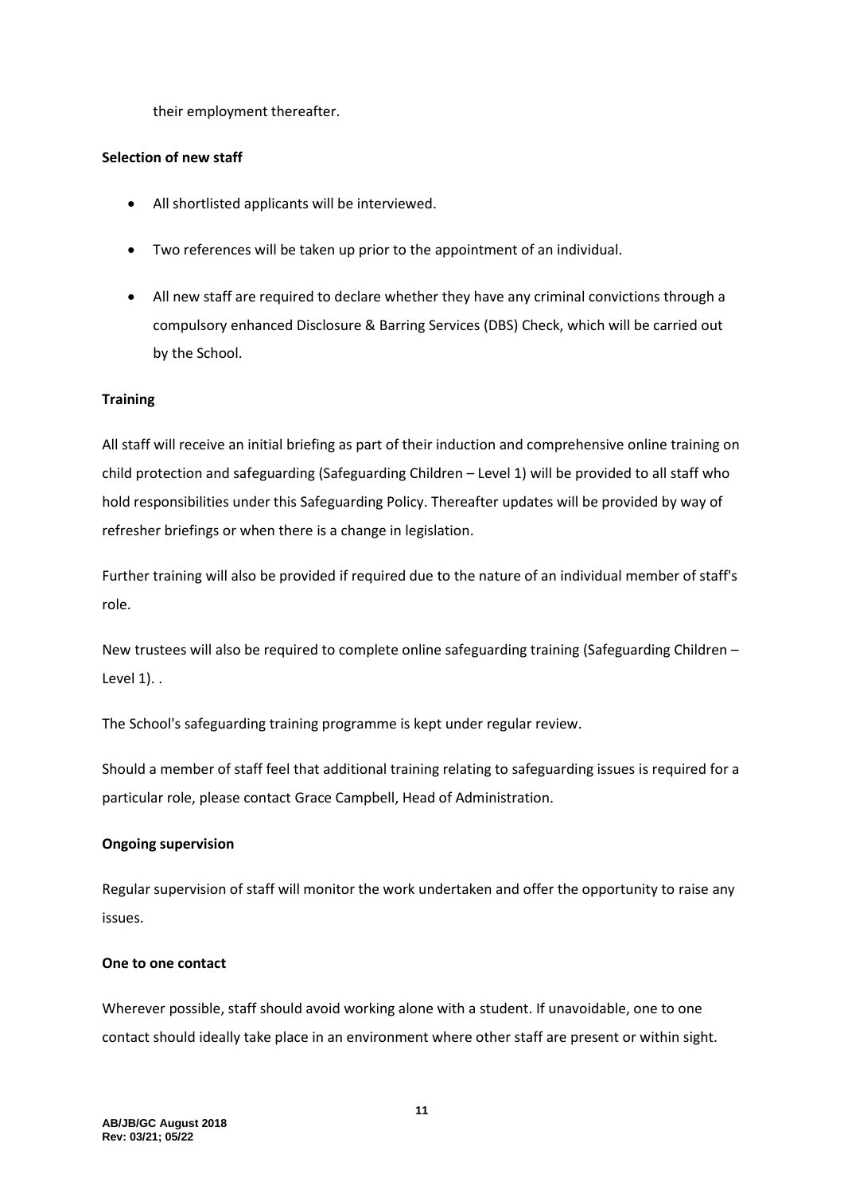their employment thereafter.

**Selection of new staff**

- All shortlisted applicants will be interviewed.
- Two references will be taken up prior to the appointment of an individual.
- All new staff are required to declare whether they have any criminal convictions through a compulsory enhanced Disclosure & Barring Services (DBS) Check, which will be carried out by the School.

**Training**

All staff will receive an initial briefing as part of their induction and comprehensive online training on child protection and safeguarding (Safeguarding Children – Level 1) will be provided to all staff who hold responsibilities under this Safeguarding Policy. Thereafter updates will be provided by way of refresher briefings or when there is a change in legislation.

Further training will also be provided if required due to the nature of an individual member of staff's role.

New trustees will also be required to complete online safeguarding training (Safeguarding Children – Level 1). .

The School's safeguarding training programme is kept under regular review.

Should a member of staff feel that additional training relating to safeguarding issues is required for a particular role, please contact Grace Campbell, Head of Administration.

**Ongoing supervision**

Regular supervision of staff will monitor the work undertaken and offer the opportunity to raise any issues.

**One to one contact**

Wherever possible, staff should avoid working alone with a student. If unavoidable, one to one contact should ideally take place in an environment where other staff are present or within sight.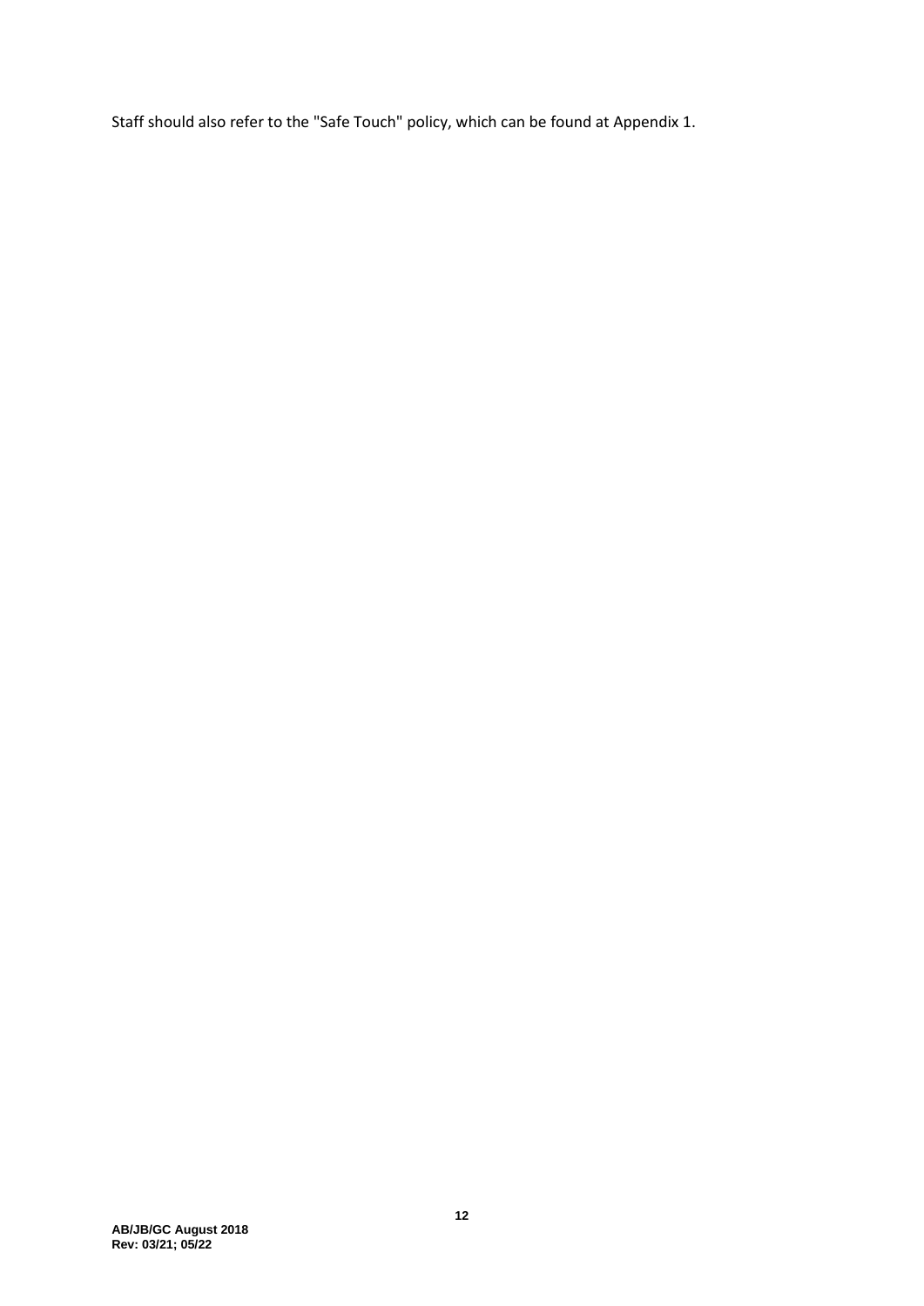Staff should also refer to the "Safe Touch" policy, which can be found at Appendix 1.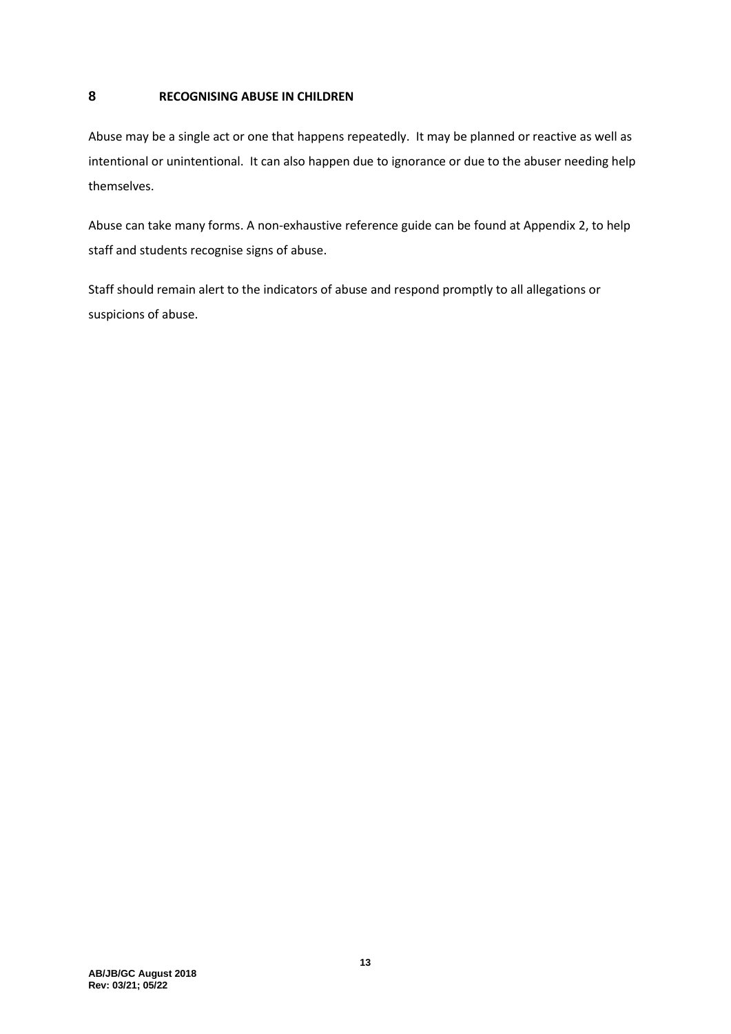## 8 RECOGNISING ABUSE IN CHILDREN

Abuse may be a single act or one that happens repeatedly. It may be planned or reactive as well as intentional or unintentional. It can also happen due to ignorance or due to the abuser needing help themselves.

Abuse can take many forms. A non-exhaustive reference guide can be found at Appendix 2, to help staff and students recognise signs of abuse.

Staff should remain alert to the indicators of abuse and respond promptly to all allegations or suspicions of abuse.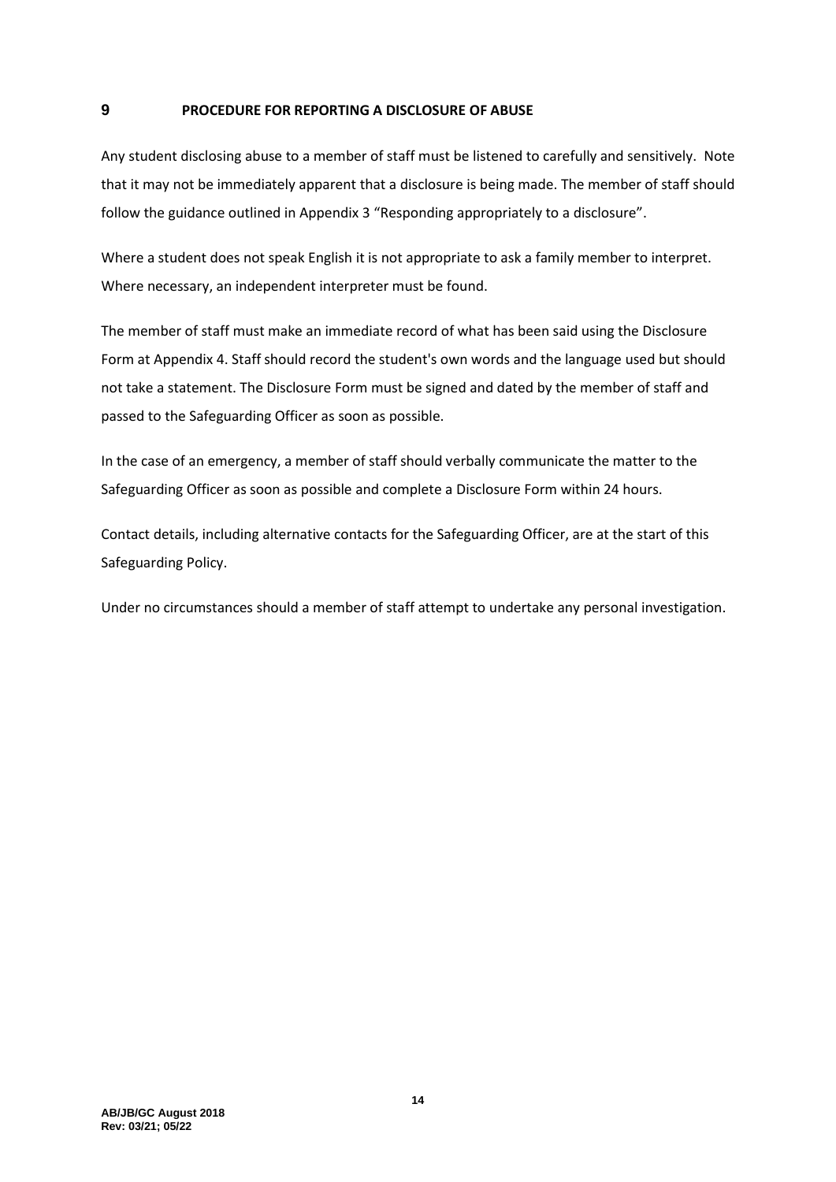## 9 PROCEDURE FOR REPORTING A DISCLOSURE OF ABUSE

Any student disclosing abuse to a member of staff must be listened to carefully and sensitively. Note that it may not be immediately apparent that a disclosure is being made. The member of staff should follow the guidance outlined in Appendix 3 "Responding appropriately to a disclosure".

Where a student does not speak English it is not appropriate to ask a family member to interpret. Where necessary, an independent interpreter must be found.

The member of staff must make an immediate record of what has been said using the Disclosure Form at Appendix 4. Staff should record the student's own words and the language used but should not take a statement. The Disclosure Form must be signed and dated by the member of staff and passed to the Safeguarding Officer as soon as possible.

In the case of an emergency, a member of staff should verbally communicate the matter to the Safeguarding Officer as soon as possible and complete a Disclosure Form within 24 hours.

Contact details, including alternative contacts for the Safeguarding Officer, are at the start of this Safeguarding Policy.

Under no circumstances should a member of staff attempt to undertake any personal investigation.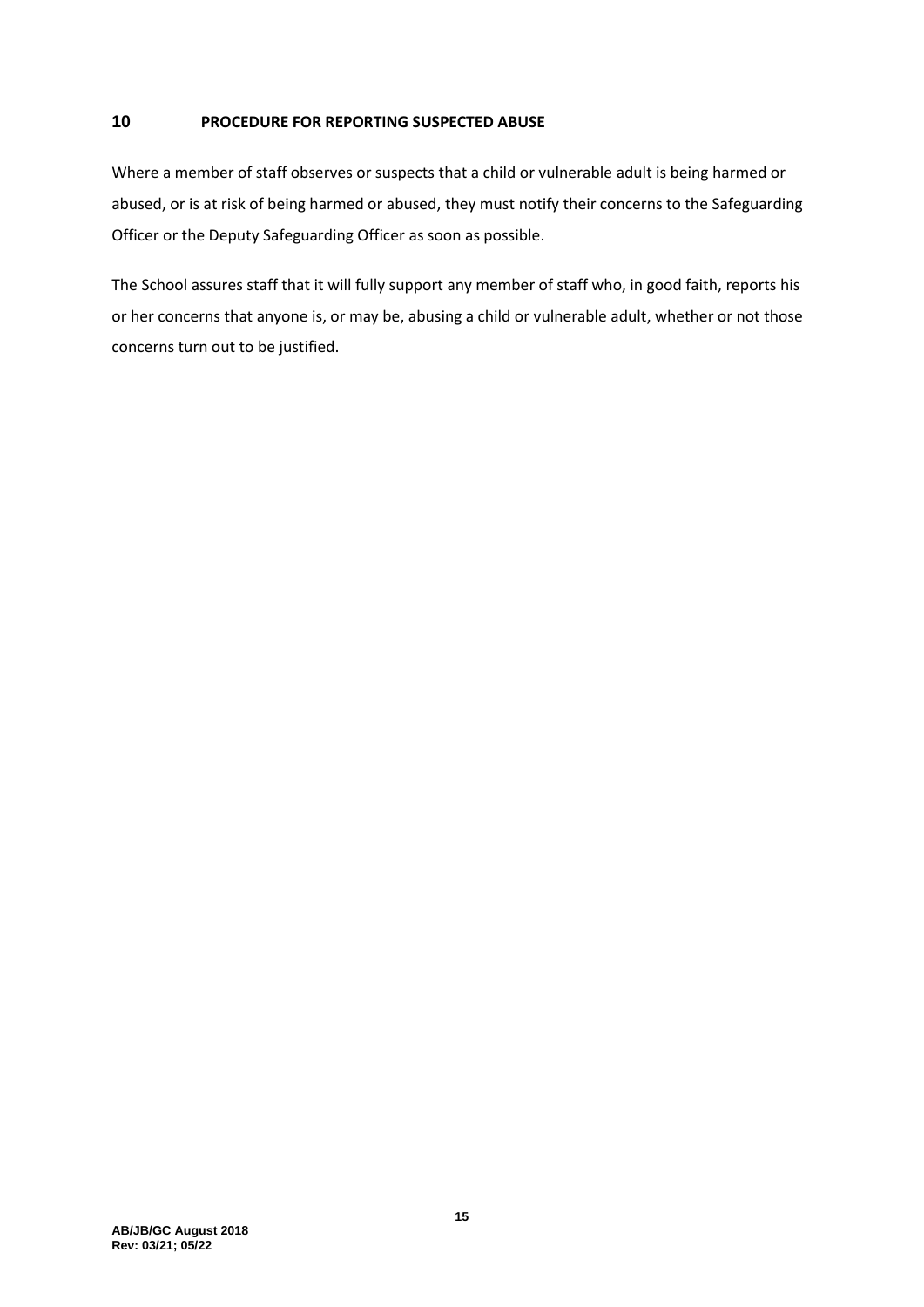## 10 PROCEDURE FOR REPORTING SUSPECTED ABUSE

Where a member of staff observes or suspects that a child or vulnerable adult is being harmed or abused, or is at risk of being harmed or abused, they must notify their concerns to the Safeguarding Officer or the Deputy Safeguarding Officer as soon as possible.

The School assures staff that it will fully support any member of staff who, in good faith, reports his or her concerns that anyone is, or may be, abusing a child or vulnerable adult, whether or not those concerns turn out to be justified.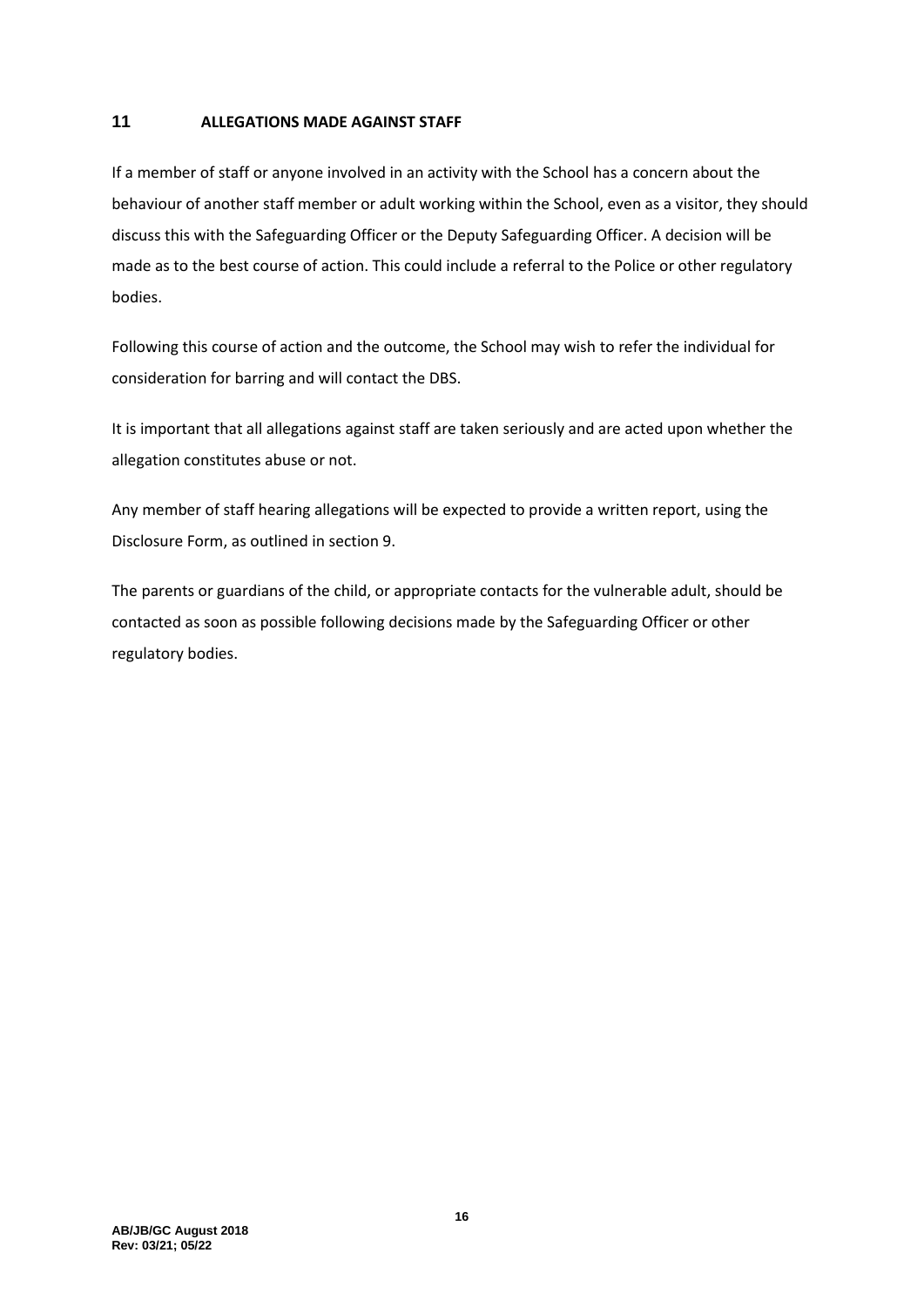## 11 ALLEGATIONS MADE AGAINST STAFF

If a member of staff or anyone involved in an activity with the School has a concern about the behaviour of another staff member or adult working within the School, even as a visitor, they should discuss this with the Safeguarding Officer or the Deputy Safeguarding Officer. A decision will be made as to the best course of action. This could include a referral to the Police or other regulatory bodies.

Following this course of action and the outcome, the School may wish to refer the individual for consideration for barring and will contact the DBS.

It is important that all allegations against staff are taken seriously and are acted upon whether the allegation constitutes abuse or not.

Any member of staff hearing allegations will be expected to provide a written report, using the Disclosure Form, as outlined in section 9.

The parents or guardians of the child, or appropriate contacts for the vulnerable adult, should be contacted as soon as possible following decisions made by the Safeguarding Officer or other regulatory bodies.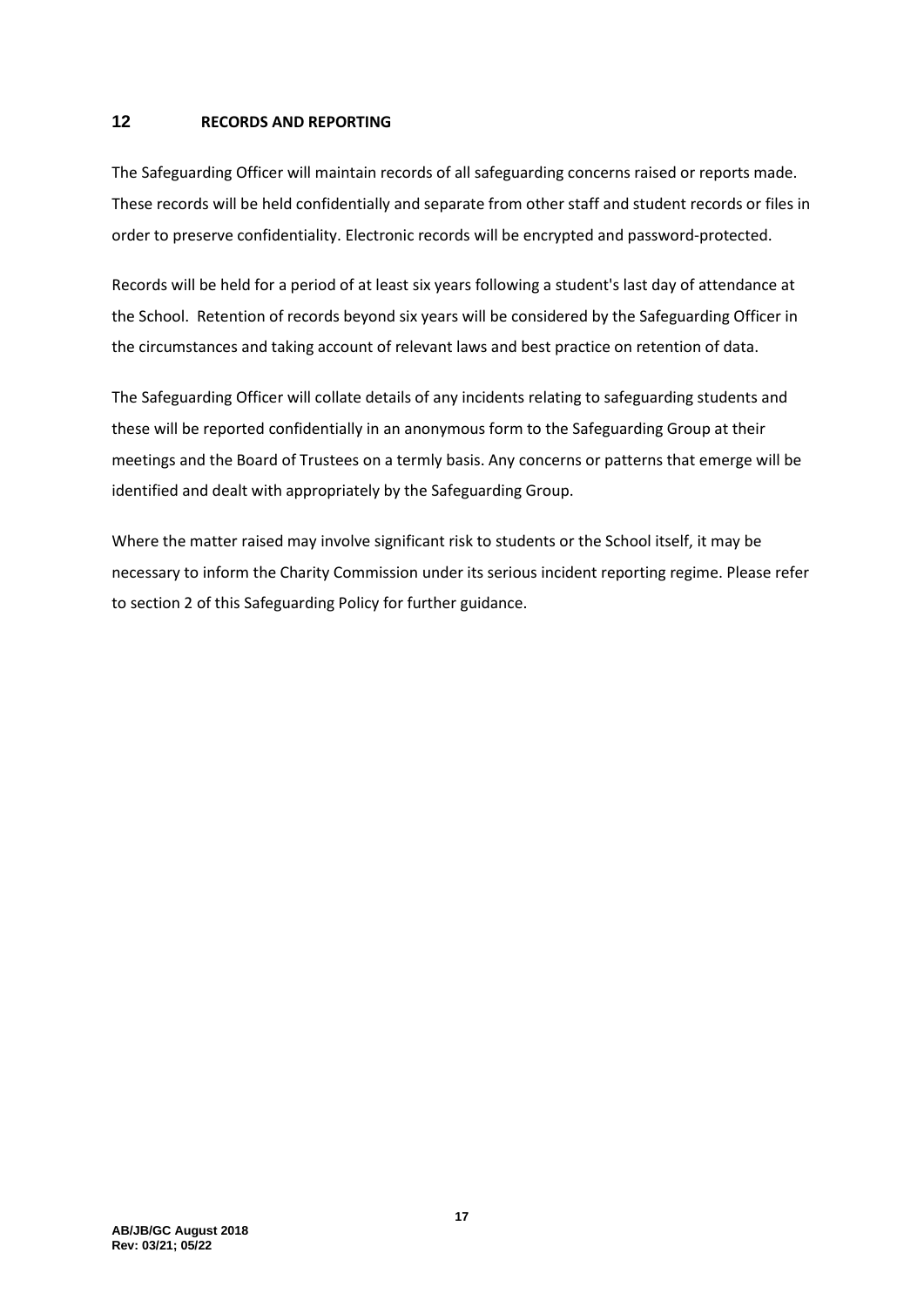## 12 RECORDS AND REPORTING

The Safeguarding Officer will maintain records of all safeguarding concerns raised or reports made. These records will be held confidentially and separate from other staff and student records or files in order to preserve confidentiality. Electronic records will be encrypted and password-protected.

Records will be held for a period of at least six years following a student's last day of attendance at the School. Retention of records beyond six years will be considered by the Safeguarding Officer in the circumstances and taking account of relevant laws and best practice on retention of data.

The Safeguarding Officer will collate details of any incidents relating to safeguarding students and these will be reported confidentially in an anonymous form to the Safeguarding Group at their meetings and the Board of Trustees on a termly basis. Any concerns or patterns that emerge will be identified and dealt with appropriately by the Safeguarding Group.

Where the matter raised may involve significant risk to students or the School itself, it may be necessary to inform the Charity Commission under its serious incident reporting regime. Please refer to section 2 of this Safeguarding Policy for further guidance.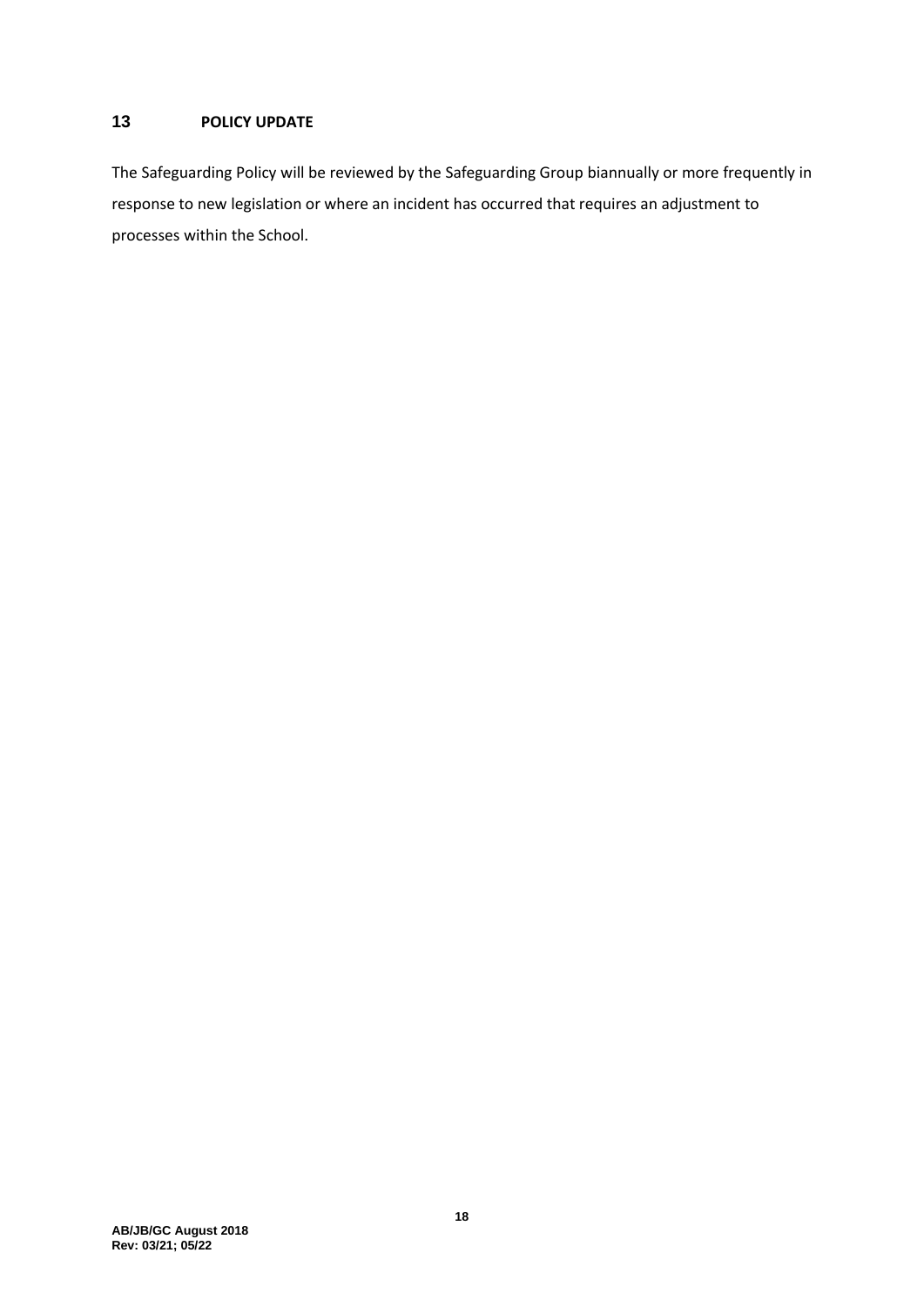## 13 POLICY UPDATE

The Safeguarding Policy will be reviewed by the Safeguarding Group biannually or more frequently in response to new legislation or where an incident has occurred that requires an adjustment to processes within the School.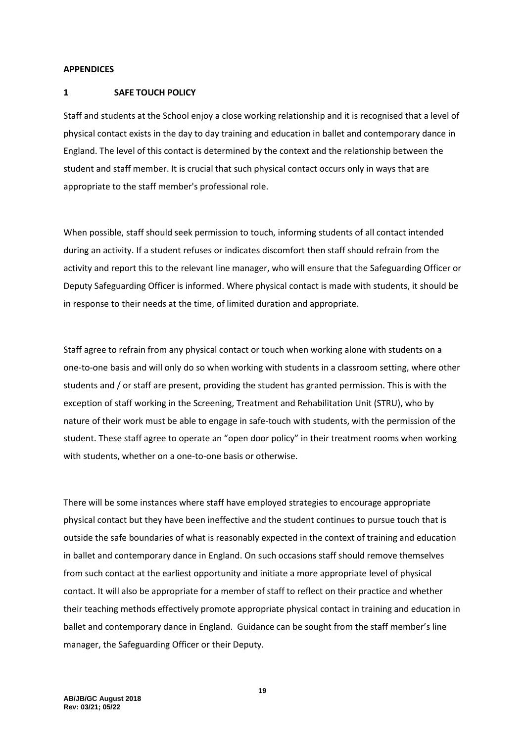**APPENDICES**

## 1 SAFE TOUCH POLICY

Staff and students at the School enjoy a close working relationship and it is recognised that a level of physical contact exists in the day to day training and education in ballet and contemporary dance in England. The level of this contact is determined by the context and the relationship between the student and staff member. It is crucial that such physical contact occurs only in ways that are appropriate to the staff member's professional role.

When possible, staff should seek permission to touch, informing students of all contact intended during an activity. If a student refuses or indicates discomfort then staff should refrain from the activity and report this to the relevant line manager, who will ensure that the Safeguarding Officer or Deputy Safeguarding Officer is informed. Where physical contact is made with students, it should be in response to their needs at the time, of limited duration and appropriate.

Staff agree to refrain from any physical contact or touch when working alone with students on a one-to-one basis and will only do so when working with students in a classroom setting, where other students and / or staff are present, providing the student has granted permission. This is with the exception of staff working in the Screening, Treatment and Rehabilitation Unit (STRU), who by nature of their work must be able to engage in safe-touch with students, with the permission of the student. These staff agree to operate an "open door policy" in their treatment rooms when working with students, whether on a one-to-one basis or otherwise.

There will be some instances where staff have employed strategies to encourage appropriate physical contact but they have been ineffective and the student continues to pursue touch that is outside the safe boundaries of what is reasonably expected in the context of training and education in ballet and contemporary dance in England. On such occasions staff should remove themselves from such contact at the earliest opportunity and initiate a more appropriate level of physical contact. It will also be appropriate for a member of staff to reflect on their practice and whether their teaching methods effectively promote appropriate physical contact in training and education in ballet and contemporary dance in England. Guidance can be sought from the staff member's line manager, the Safeguarding Officer or their Deputy.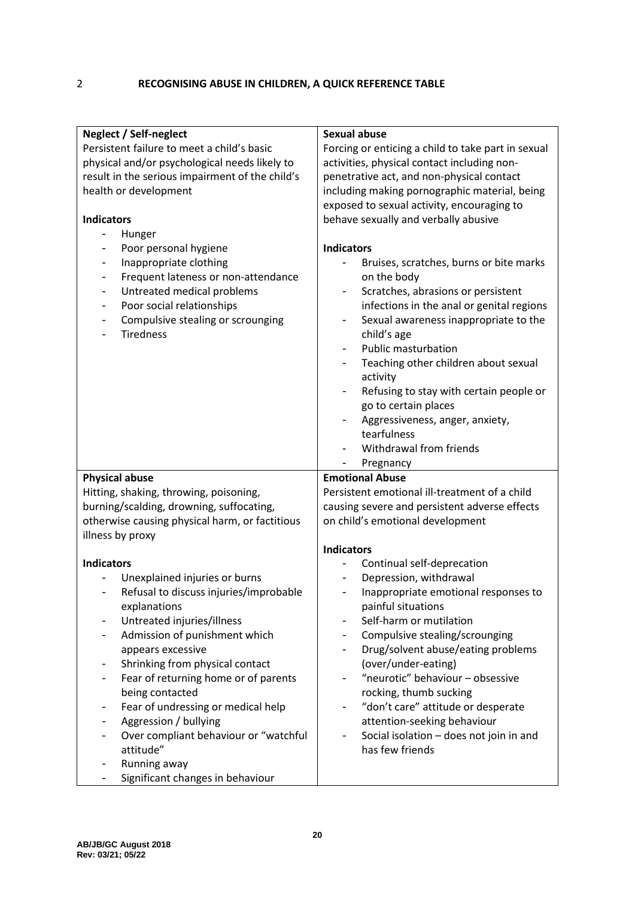## 2 RECOGNISING ABUSE IN CHILDREN, A QUICK REFERENCE TABLE

| **Neglect / Self-neglect**<br>Persistent failure to meet a child's basic physical and/or psychological needs likely to result in the serious impairment of the child's health or development<br><br>**Indicators**<br>- Hunger<br>- Poor personal hygiene<br>- Inappropriate clothing<br>- Frequent lateness or non-attendance<br>- Untreated medical problems<br>- Poor social relationships<br>- Compulsive stealing or scrounging<br>- Tiredness | **Sexual abuse**<br>Forcing or enticing a child to take part in sexual activities, physical contact including non-penetrative act, and non-physical contact including making pornographic material, being exposed to sexual activity, encouraging to behave sexually and verbally abusive<br><br>**Indicators**<br>- Bruises, scratches, burns or bite marks on the body<br>- Scratches, abrasions or persistent infections in the anal or genital regions<br>- Sexual awareness inappropriate to the child's age<br>- Public masturbation<br>- Teaching other children about sexual activity<br>- Refusing to stay with certain people or go to certain places<br>- Aggressiveness, anger, anxiety, tearfulness<br>- Withdrawal from friends<br>- Pregnancy |
|---|---|
| **Physical abuse**<br>Hitting, shaking, throwing, poisoning, burning/scalding, drowning, suffocating, otherwise causing physical harm, or factitious illness by proxy<br><br>**Indicators**<br>- Unexplained injuries or burns<br>- Refusal to discuss injuries/improbable explanations<br>- Untreated injuries/illness<br>- Admission of punishment which appears excessive<br>- Shrinking from physical contact<br>- Fear of returning home or of parents being contacted<br>- Fear of undressing or medical help<br>- Aggression / bullying<br>- Over compliant behaviour or "watchful attitude"<br>- Running away<br>- Significant changes in behaviour | **Emotional Abuse**<br>Persistent emotional ill-treatment of a child causing severe and persistent adverse effects on child's emotional development<br><br>**Indicators**<br>- Continual self-deprecation<br>- Depression, withdrawal<br>- Inappropriate emotional responses to painful situations<br>- Self-harm or mutilation<br>- Compulsive stealing/scrounging<br>- Drug/solvent abuse/eating problems (over/under-eating)<br>- "neurotic" behaviour – obsessive rocking, thumb sucking<br>- "don't care" attitude or desperate attention-seeking behaviour<br>- Social isolation – does not join in and has few friends |

AB/JB/GC August 2018
Rev: 03/21; 05/22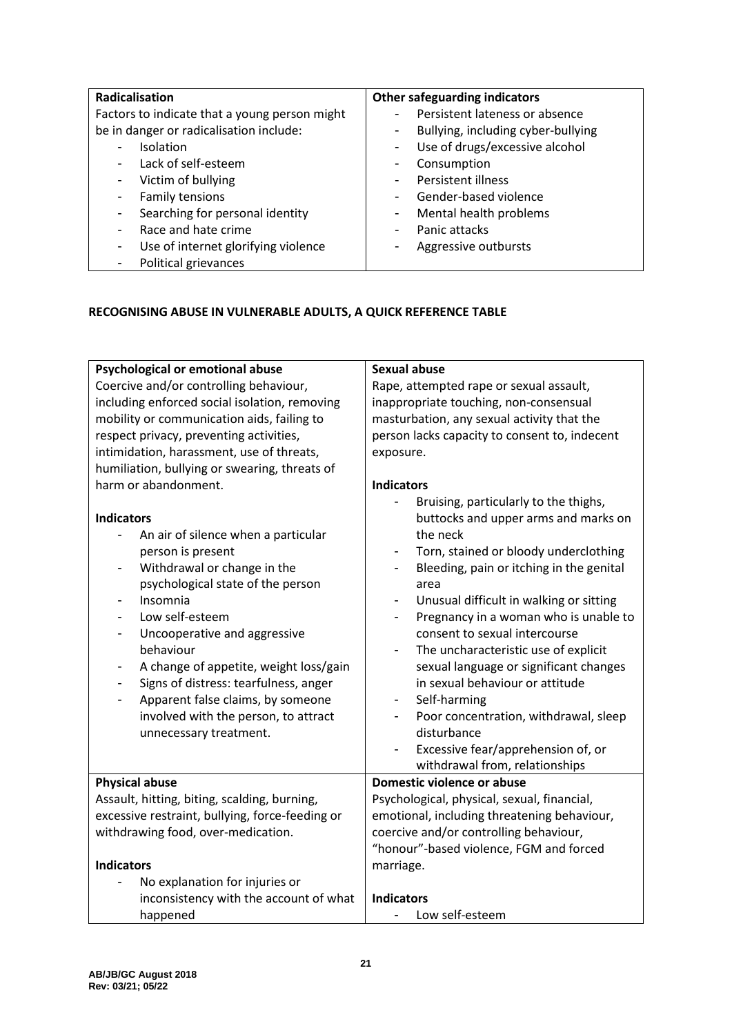| **Radicalisation** | **Other safeguarding indicators** |
|---|---|
| Factors to indicate that a young person might be in danger or radicalisation include:<br>- Isolation<br>- Lack of self-esteem<br>- Victim of bullying<br>- Family tensions<br>- Searching for personal identity<br>- Race and hate crime<br>- Use of internet glorifying violence<br>- Political grievances | - Persistent lateness or absence<br>- Bullying, including cyber-bullying<br>- Use of drugs/excessive alcohol<br>- Consumption<br>- Persistent illness<br>- Gender-based violence<br>- Mental health problems<br>- Panic attacks<br>- Aggressive outbursts |

**RECOGNISING ABUSE IN VULNERABLE ADULTS, A QUICK REFERENCE TABLE**

| **Psychological or emotional abuse** | **Sexual abuse** |
|---|---|
| Coercive and/or controlling behaviour, including enforced social isolation, removing mobility or communication aids, failing to respect privacy, preventing activities, intimidation, harassment, use of threats, humiliation, bullying or swearing, threats of harm or abandonment.<br><br>**Indicators**<br>- An air of silence when a particular person is present<br>- Withdrawal or change in the psychological state of the person<br>- Insomnia<br>- Low self-esteem<br>- Uncooperative and aggressive behaviour<br>- A change of appetite, weight loss/gain<br>- Signs of distress: tearfulness, anger<br>- Apparent false claims, by someone involved with the person, to attract unnecessary treatment. | Rape, attempted rape or sexual assault, inappropriate touching, non-consensual masturbation, any sexual activity that the person lacks capacity to consent to, indecent exposure.<br><br>**Indicators**<br>- Bruising, particularly to the thighs, buttocks and upper arms and marks on the neck<br>- Torn, stained or bloody underclothing<br>- Bleeding, pain or itching in the genital area<br>- Unusual difficult in walking or sitting<br>- Pregnancy in a woman who is unable to consent to sexual intercourse<br>- The uncharacteristic use of explicit sexual language or significant changes in sexual behaviour or attitude<br>- Self-harming<br>- Poor concentration, withdrawal, sleep disturbance<br>- Excessive fear/apprehension of, or withdrawal from, relationships |
| **Physical abuse** | **Domestic violence or abuse** |
| Assault, hitting, biting, scalding, burning, excessive restraint, bullying, force-feeding or withdrawing food, over-medication.<br><br>**Indicators**<br>- No explanation for injuries or inconsistency with the account of what happened | Psychological, physical, sexual, financial, emotional, including threatening behaviour, coercive and/or controlling behaviour, "honour"-based violence, FGM and forced marriage.<br><br>**Indicators**<br>- Low self-esteem |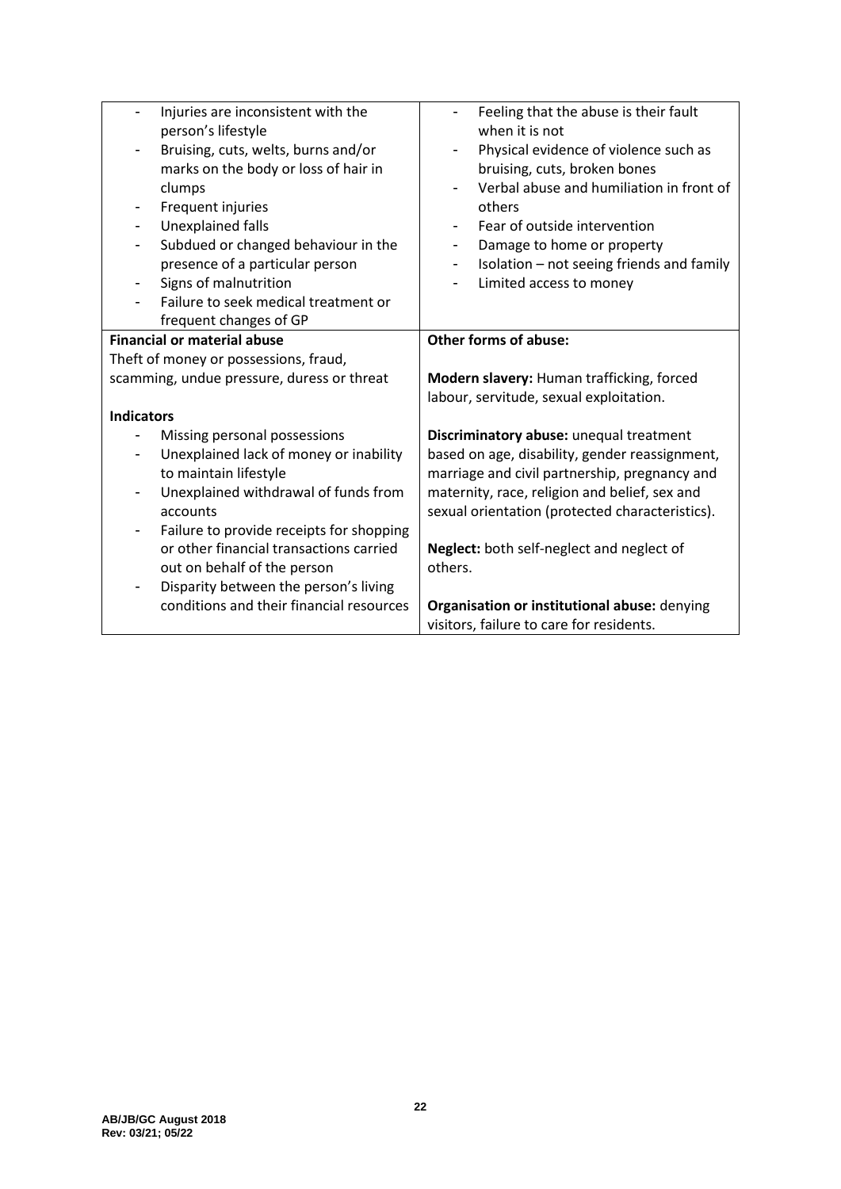| | |
|---|---|
| - Injuries are inconsistent with the person's lifestyle<br>- Bruising, cuts, welts, burns and/or marks on the body or loss of hair in clumps<br>- Frequent injuries<br>- Unexplained falls<br>- Subdued or changed behaviour in the presence of a particular person<br>- Signs of malnutrition<br>- Failure to seek medical treatment or frequent changes of GP | - Feeling that the abuse is their fault when it is not<br>- Physical evidence of violence such as bruising, cuts, broken bones<br>- Verbal abuse and humiliation in front of others<br>- Fear of outside intervention<br>- Damage to home or property<br>- Isolation – not seeing friends and family<br>- Limited access to money |
| **Financial or material abuse**<br>Theft of money or possessions, fraud, scamming, undue pressure, duress or threat<br><br>**Indicators**<br>- Missing personal possessions<br>- Unexplained lack of money or inability to maintain lifestyle<br>- Unexplained withdrawal of funds from accounts<br>- Failure to provide receipts for shopping or other financial transactions carried out on behalf of the person<br>- Disparity between the person's living conditions and their financial resources | **Other forms of abuse:**<br><br>**Modern slavery:** Human trafficking, forced labour, servitude, sexual exploitation.<br><br>**Discriminatory abuse:** unequal treatment based on age, disability, gender reassignment, marriage and civil partnership, pregnancy and maternity, race, religion and belief, sex and sexual orientation (protected characteristics).<br><br>**Neglect:** both self-neglect and neglect of others.<br><br>**Organisation or institutional abuse:** denying visitors, failure to care for residents. |

AB/JB/GC August 2018
Rev: 03/21; 05/22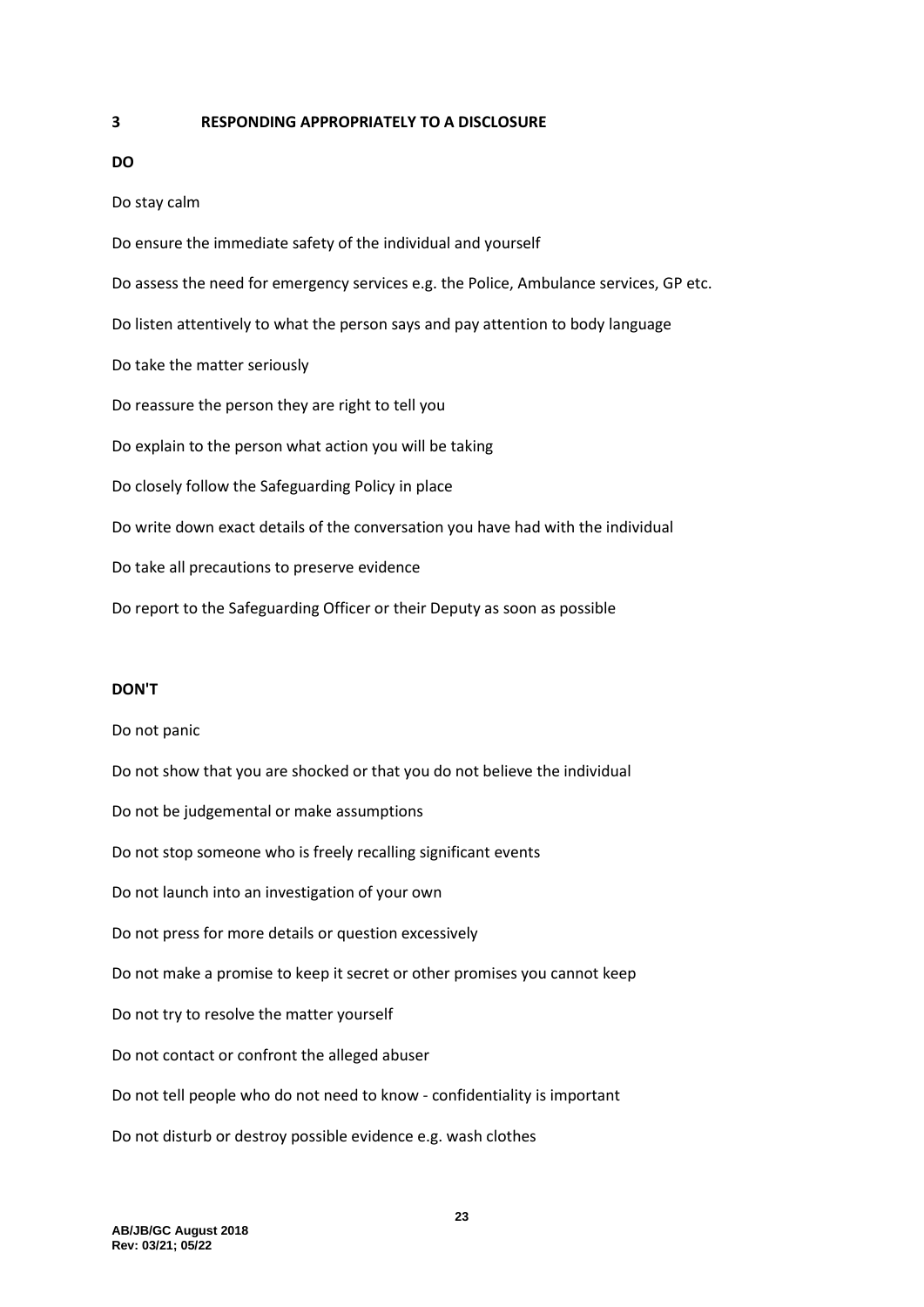## 3 RESPONDING APPROPRIATELY TO A DISCLOSURE

**DO**

Do stay calm

Do ensure the immediate safety of the individual and yourself

Do assess the need for emergency services e.g. the Police, Ambulance services, GP etc.

Do listen attentively to what the person says and pay attention to body language

Do take the matter seriously

Do reassure the person they are right to tell you

Do explain to the person what action you will be taking

Do closely follow the Safeguarding Policy in place

Do write down exact details of the conversation you have had with the individual

Do take all precautions to preserve evidence

Do report to the Safeguarding Officer or their Deputy as soon as possible

**DON'T**

Do not panic

Do not show that you are shocked or that you do not believe the individual

Do not be judgemental or make assumptions

Do not stop someone who is freely recalling significant events

Do not launch into an investigation of your own

Do not press for more details or question excessively

Do not make a promise to keep it secret or other promises you cannot keep

Do not try to resolve the matter yourself

Do not contact or confront the alleged abuser

Do not tell people who do not need to know - confidentiality is important

Do not disturb or destroy possible evidence e.g. wash clothes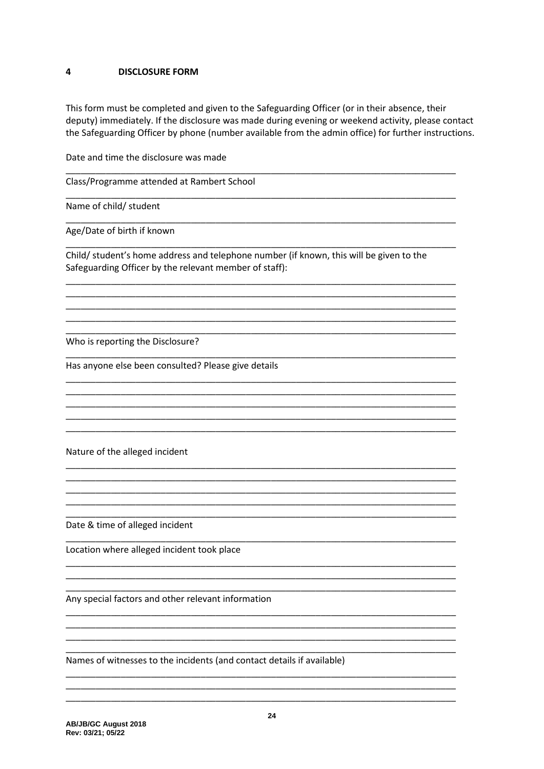## 4 DISCLOSURE FORM

This form must be completed and given to the Safeguarding Officer (or in their absence, their deputy) immediately. If the disclosure was made during evening or weekend activity, please contact the Safeguarding Officer by phone (number available from the admin office) for further instructions.

Date and time the disclosure was made

______________________________________________________________________________

Class/Programme attended at Rambert School

______________________________________________________________________________

Name of child/ student

______________________________________________________________________________

Age/Date of birth if known

______________________________________________________________________________

Child/ student's home address and telephone number (if known, this will be given to the Safeguarding Officer by the relevant member of staff):

______________________________________________________________________________
______________________________________________________________________________
______________________________________________________________________________
______________________________________________________________________________
______________________________________________________________________________

Who is reporting the Disclosure?

______________________________________________________________________________

Has anyone else been consulted? Please give details

______________________________________________________________________________
______________________________________________________________________________
______________________________________________________________________________
______________________________________________________________________________
______________________________________________________________________________

Nature of the alleged incident

______________________________________________________________________________
______________________________________________________________________________
______________________________________________________________________________
______________________________________________________________________________
______________________________________________________________________________

Date & time of alleged incident

______________________________________________________________________________

Location where alleged incident took place

______________________________________________________________________________
______________________________________________________________________________
______________________________________________________________________________

Any special factors and other relevant information

______________________________________________________________________________
______________________________________________________________________________
______________________________________________________________________________
______________________________________________________________________________

Names of witnesses to the incidents (and contact details if available)

______________________________________________________________________________
______________________________________________________________________________
______________________________________________________________________________

AB/JB/GC August 2018
Rev: 03/21; 05/22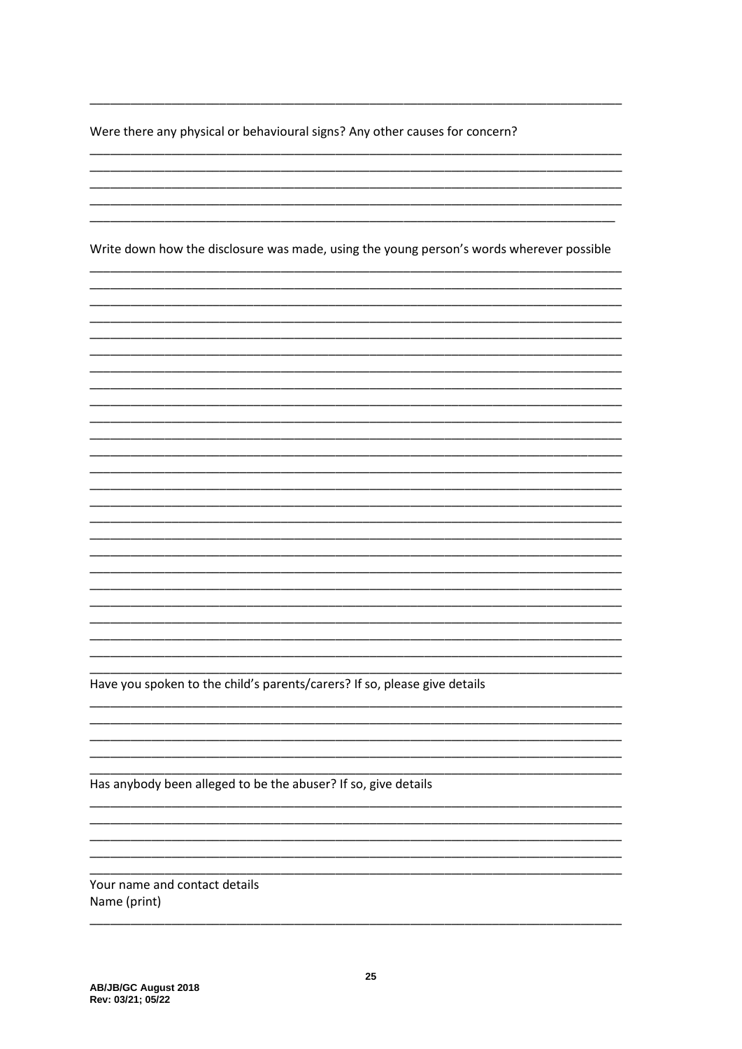Were there any physical or behavioural signs? Any other causes for concern?

Write down how the disclosure was made, using the young person's words wherever possible

Have you spoken to the child's parents/carers? If so, please give details

Has anybody been alleged to be the abuser? If so, give details

Your name and contact details

Name (print)

AB/JB/GC August 2018
Rev: 03/21; 05/22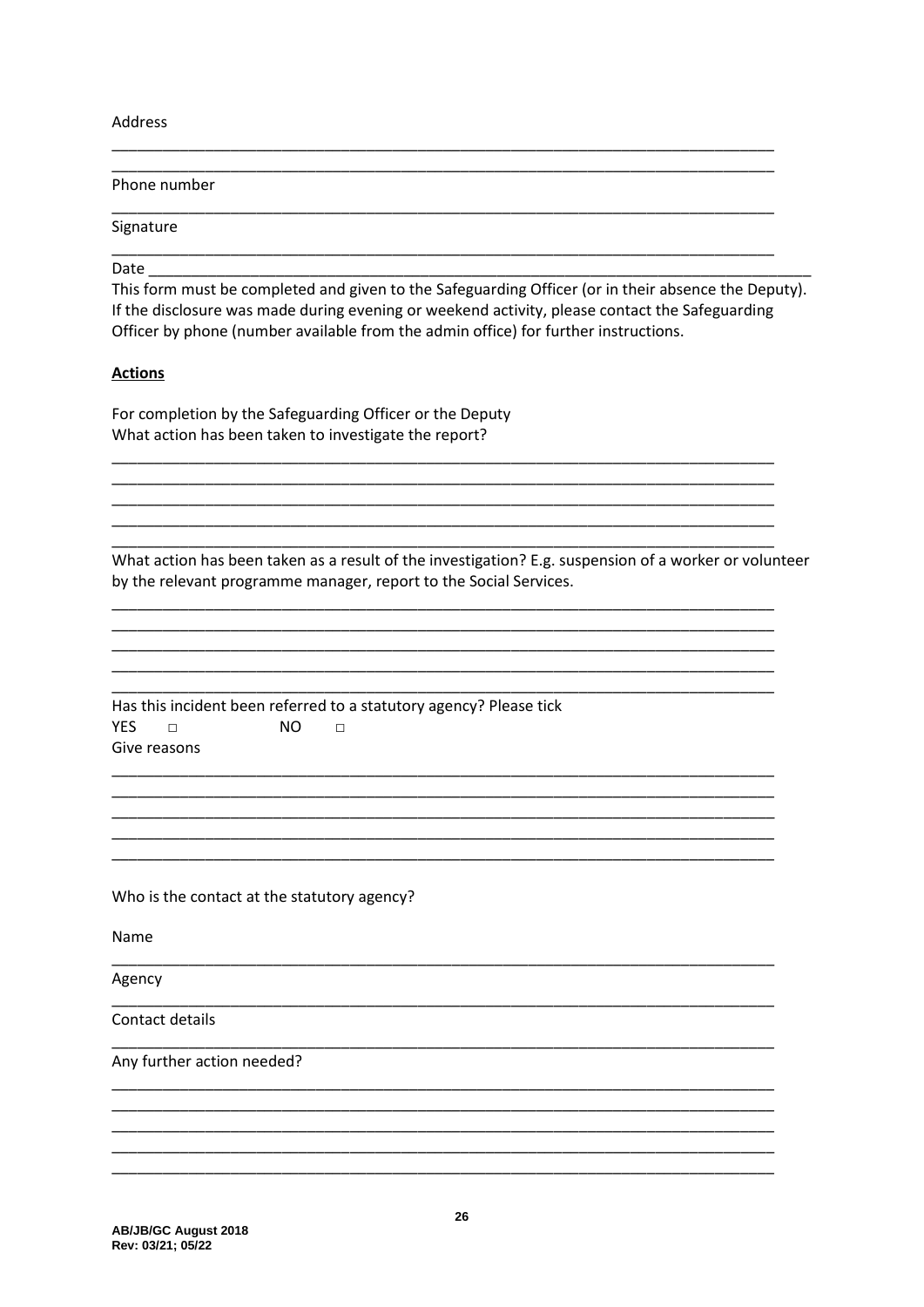Address

______________________________________________________________________________

______________________________________________________________________________

Phone number

______________________________________________________________________________

Signature

______________________________________________________________________________

Date ________________________________________________________________________________

This form must be completed and given to the Safeguarding Officer (or in their absence the Deputy). If the disclosure was made during evening or weekend activity, please contact the Safeguarding Officer by phone (number available from the admin office) for further instructions.

**Actions**

For completion by the Safeguarding Officer or the Deputy

What action has been taken to investigate the report?

______________________________________________________________________________

______________________________________________________________________________

______________________________________________________________________________

______________________________________________________________________________

______________________________________________________________________________

What action has been taken as a result of the investigation? E.g. suspension of a worker or volunteer by the relevant programme manager, report to the Social Services.

______________________________________________________________________________

______________________________________________________________________________

______________________________________________________________________________

______________________________________________________________________________

______________________________________________________________________________

Has this incident been referred to a statutory agency? Please tick

YES □ NO □

Give reasons

______________________________________________________________________________

______________________________________________________________________________

______________________________________________________________________________

______________________________________________________________________________

______________________________________________________________________________

Who is the contact at the statutory agency?

Name

______________________________________________________________________________

Agency

______________________________________________________________________________

Contact details

______________________________________________________________________________

Any further action needed?

______________________________________________________________________________

______________________________________________________________________________

______________________________________________________________________________

______________________________________________________________________________

______________________________________________________________________________

**AB/JB/GC August 2018**
**Rev: 03/21; 05/22**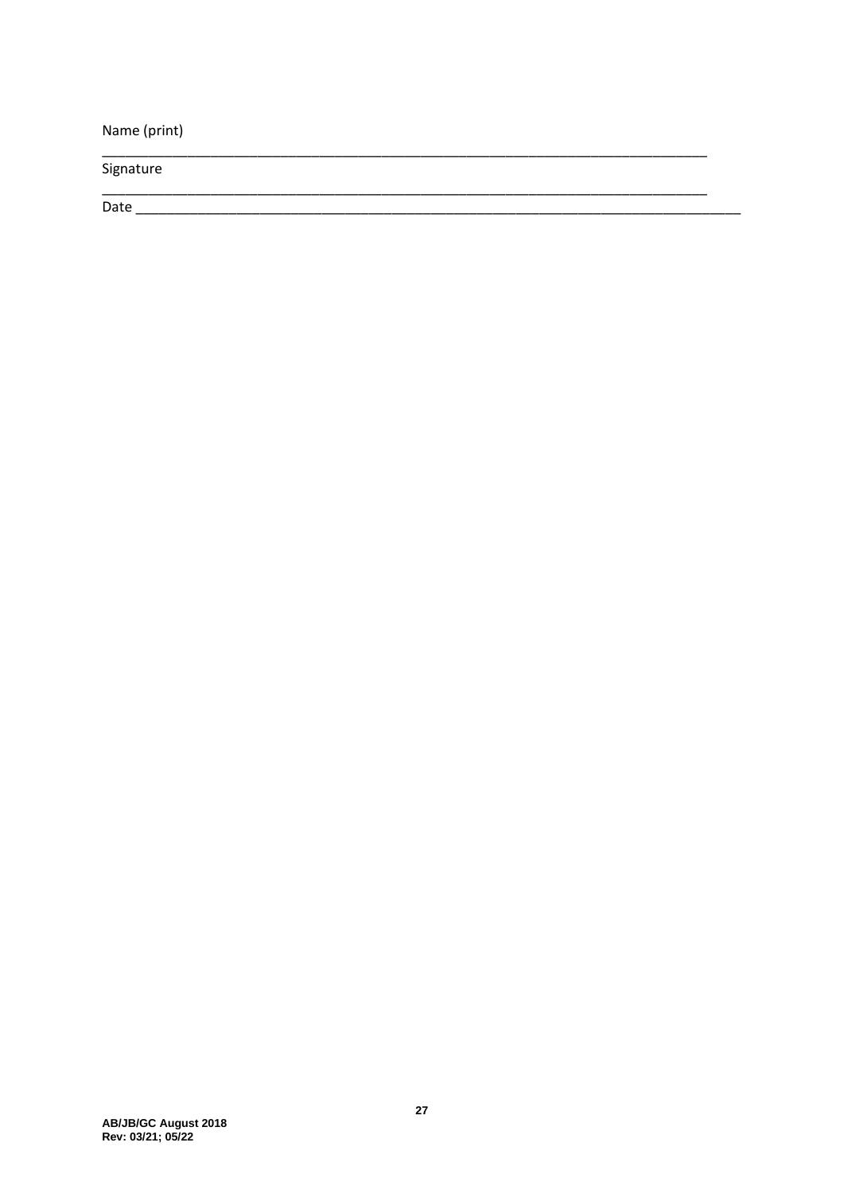Name (print)

______________________________________________________________________________

Signature

______________________________________________________________________________

Date ________________________________________________________________________________